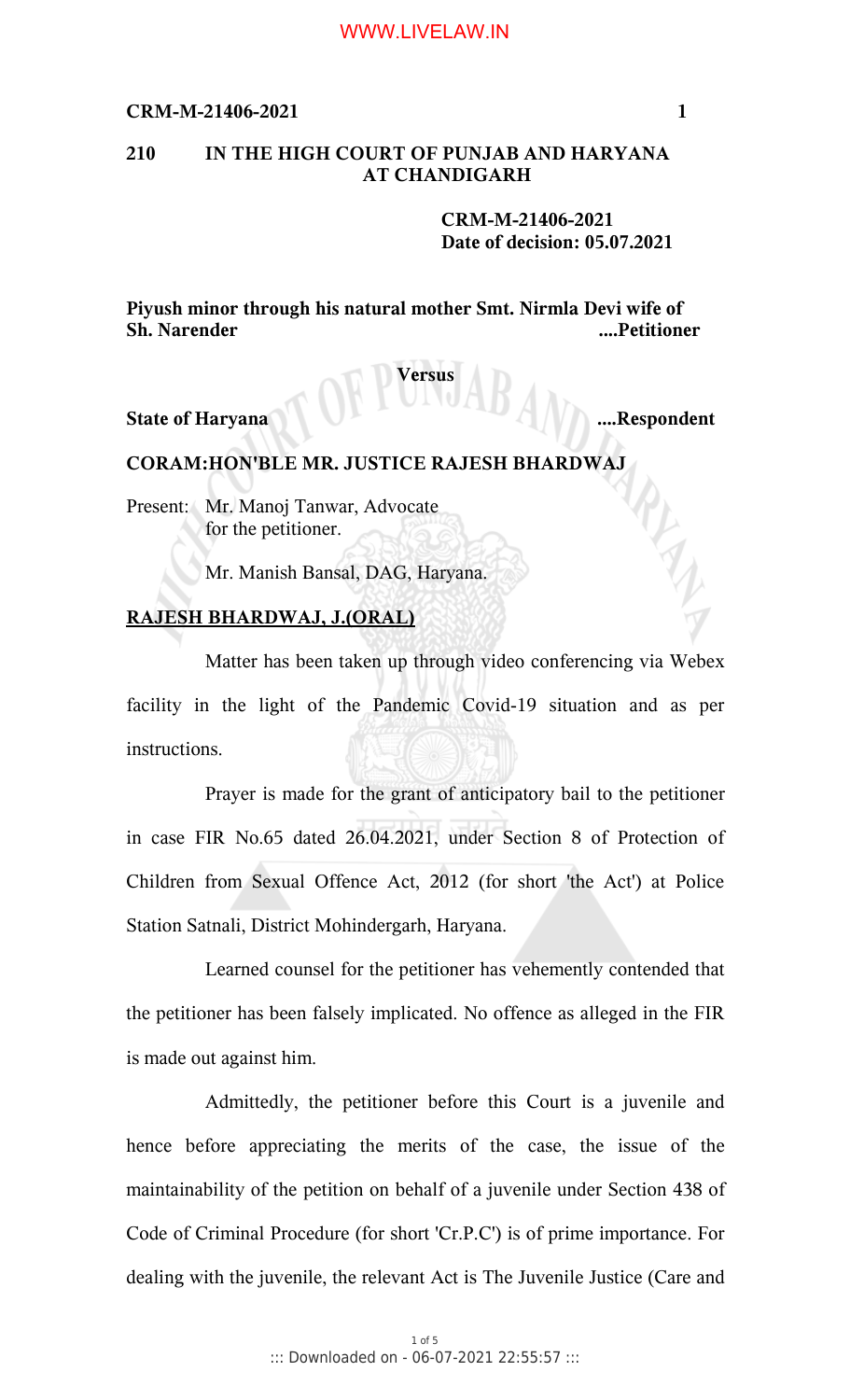**210 IN THE HIGH COURT OF PUNJAB AND HARYANA AT CHANDIGARH**

**CRM-M-21406-2021**
**Date of decision: 05.07.2021**

**Piyush minor through his natural mother Smt. Nirmla Devi wife of Sh. Narender ....Petitioner**

**Versus**

**State of Haryana ....Respondent**

**CORAM:HON'BLE MR. JUSTICE RAJESH BHARDWAJ**

Present: Mr. Manoj Tanwar, Advocate
for the petitioner.

Mr. Manish Bansal, DAG, Haryana.

**RAJESH BHARDWAJ, J.(ORAL)**

Matter has been taken up through video conferencing via Webex facility in the light of the Pandemic Covid-19 situation and as per instructions.

Prayer is made for the grant of anticipatory bail to the petitioner in case FIR No.65 dated 26.04.2021, under Section 8 of Protection of Children from Sexual Offence Act, 2012 (for short 'the Act') at Police Station Satnali, District Mohindergarh, Haryana.

Learned counsel for the petitioner has vehemently contended that the petitioner has been falsely implicated. No offence as alleged in the FIR is made out against him.

Admittedly, the petitioner before this Court is a juvenile and hence before appreciating the merits of the case, the issue of the maintainability of the petition on behalf of a juvenile under Section 438 of Code of Criminal Procedure (for short 'Cr.P.C') is of prime importance. For dealing with the juvenile, the relevant Act is The Juvenile Justice (Care and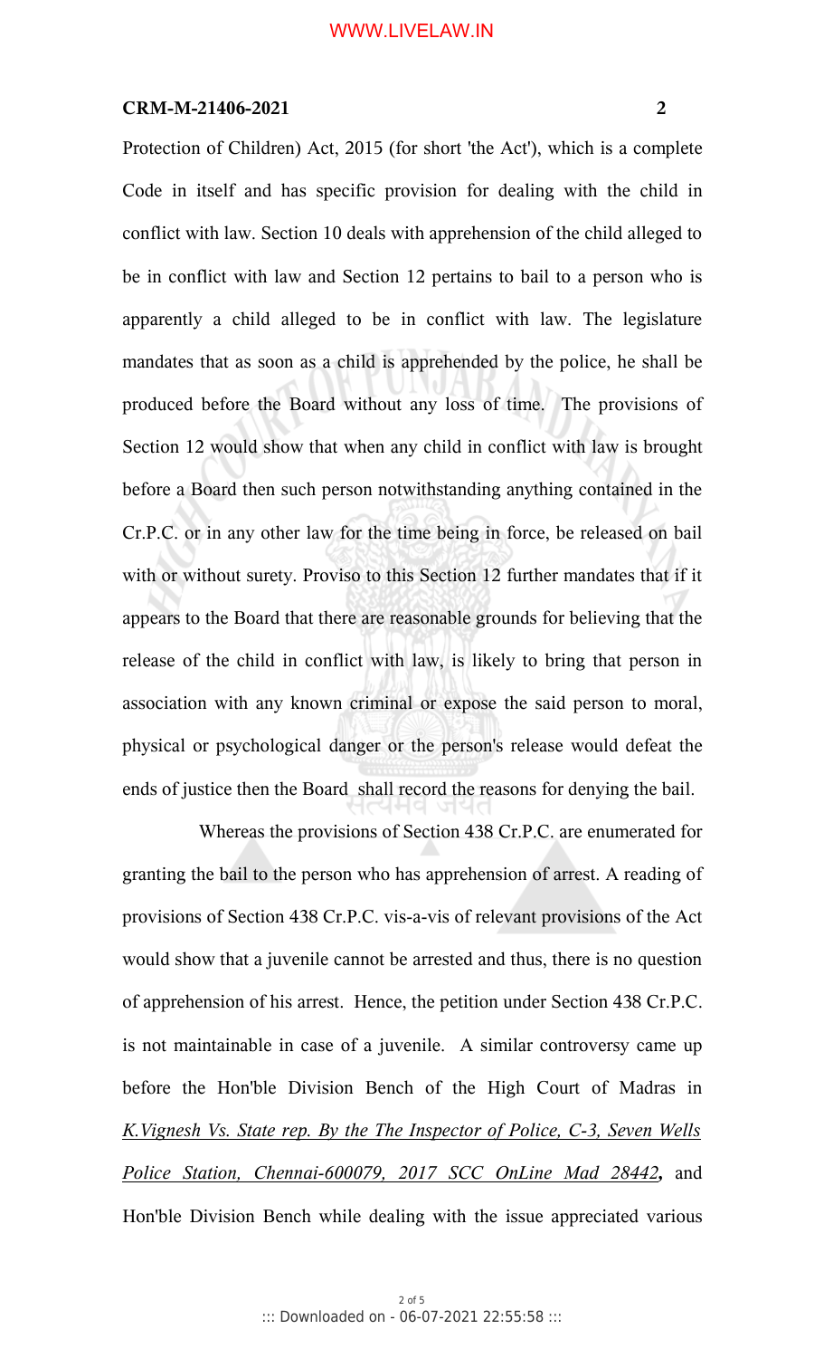Protection of Children) Act, 2015 (for short 'the Act'), which is a complete Code in itself and has specific provision for dealing with the child in conflict with law. Section 10 deals with apprehension of the child alleged to be in conflict with law and Section 12 pertains to bail to a person who is apparently a child alleged to be in conflict with law. The legislature mandates that as soon as a child is apprehended by the police, he shall be produced before the Board without any loss of time. The provisions of Section 12 would show that when any child in conflict with law is brought before a Board then such person notwithstanding anything contained in the Cr.P.C. or in any other law for the time being in force, be released on bail with or without surety. Proviso to this Section 12 further mandates that if it appears to the Board that there are reasonable grounds for believing that the release of the child in conflict with law, is likely to bring that person in association with any known criminal or expose the said person to moral, physical or psychological danger or the person's release would defeat the ends of justice then the Board shall record the reasons for denying the bail.

Whereas the provisions of Section 438 Cr.P.C. are enumerated for granting the bail to the person who has apprehension of arrest. A reading of provisions of Section 438 Cr.P.C. vis-a-vis of relevant provisions of the Act would show that a juvenile cannot be arrested and thus, there is no question of apprehension of his arrest. Hence, the petition under Section 438 Cr.P.C. is not maintainable in case of a juvenile. A similar controversy came up before the Hon'ble Division Bench of the High Court of Madras in *K.Vignesh Vs. State rep. By the The Inspector of Police, C-3, Seven Wells Police Station, Chennai-600079, 2017 SCC OnLine Mad 28442***,** and Hon'ble Division Bench while dealing with the issue appreciated various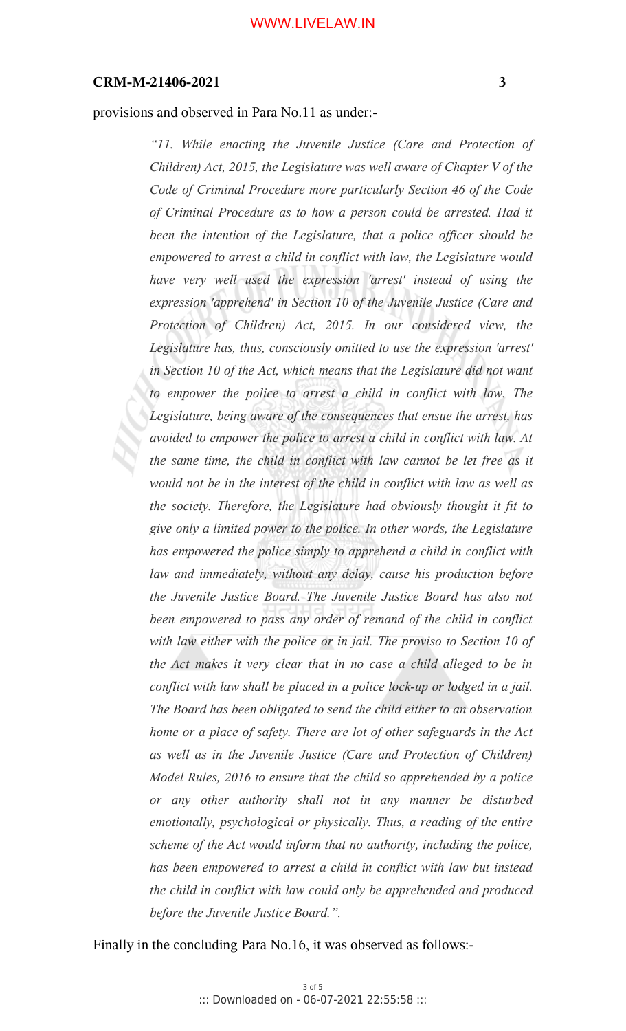provisions and observed in Para No.11 as under:-

> *"11. While enacting the Juvenile Justice (Care and Protection of Children) Act, 2015, the Legislature was well aware of Chapter V of the Code of Criminal Procedure more particularly Section 46 of the Code of Criminal Procedure as to how a person could be arrested. Had it been the intention of the Legislature, that a police officer should be empowered to arrest a child in conflict with law, the Legislature would have very well used the expression 'arrest' instead of using the expression 'apprehend' in Section 10 of the Juvenile Justice (Care and Protection of Children) Act, 2015. In our considered view, the Legislature has, thus, consciously omitted to use the expression 'arrest' in Section 10 of the Act, which means that the Legislature did not want to empower the police to arrest a child in conflict with law. The Legislature, being aware of the consequences that ensue the arrest, has avoided to empower the police to arrest a child in conflict with law. At the same time, the child in conflict with law cannot be let free as it would not be in the interest of the child in conflict with law as well as the society. Therefore, the Legislature had obviously thought it fit to give only a limited power to the police. In other words, the Legislature has empowered the police simply to apprehend a child in conflict with law and immediately, without any delay, cause his production before the Juvenile Justice Board. The Juvenile Justice Board has also not been empowered to pass any order of remand of the child in conflict with law either with the police or in jail. The proviso to Section 10 of the Act makes it very clear that in no case a child alleged to be in conflict with law shall be placed in a police lock-up or lodged in a jail. The Board has been obligated to send the child either to an observation home or a place of safety. There are lot of other safeguards in the Act as well as in the Juvenile Justice (Care and Protection of Children) Model Rules, 2016 to ensure that the child so apprehended by a police or any other authority shall not in any manner be disturbed emotionally, psychological or physically. Thus, a reading of the entire scheme of the Act would inform that no authority, including the police, has been empowered to arrest a child in conflict with law but instead the child in conflict with law could only be apprehended and produced before the Juvenile Justice Board.".*

Finally in the concluding Para No.16, it was observed as follows:-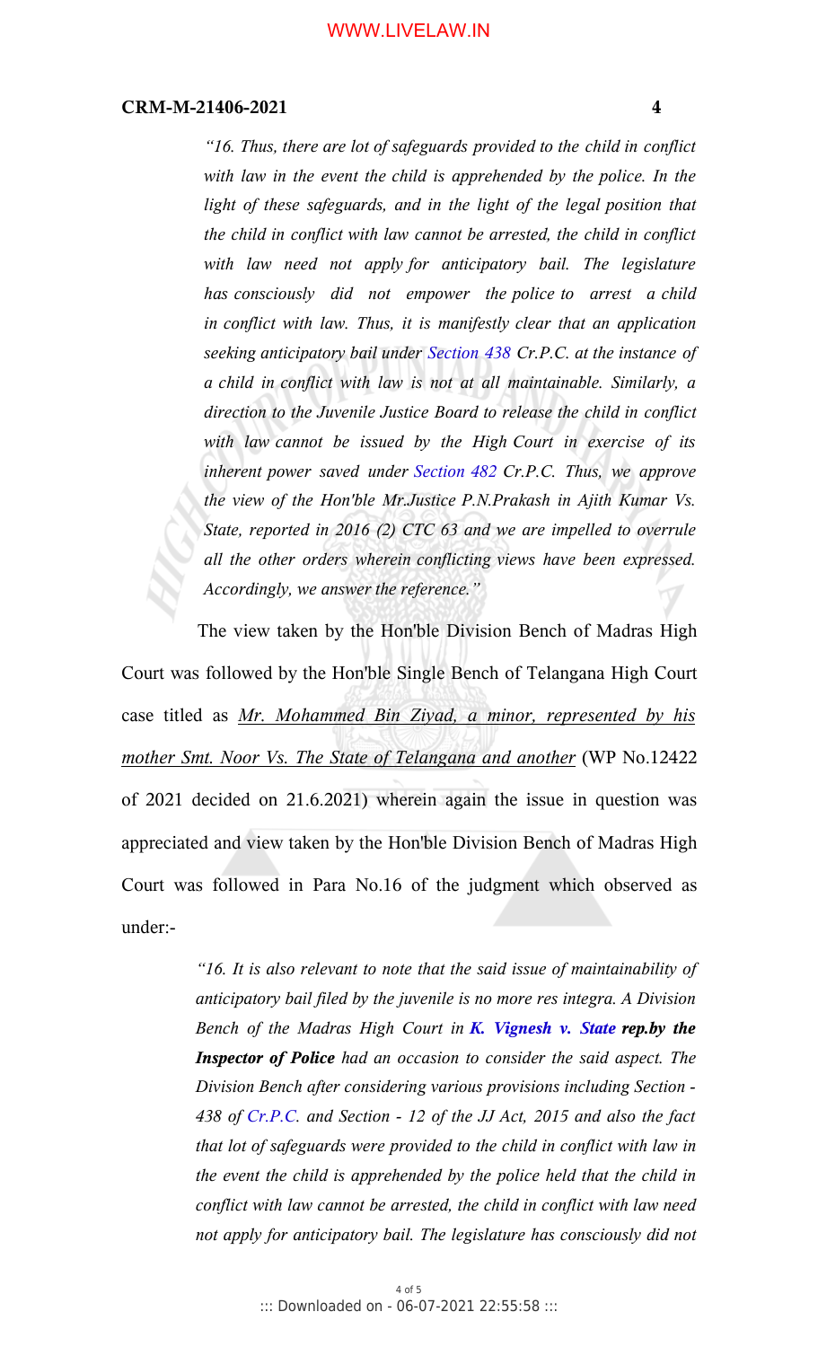> *"16. Thus, there are lot of safeguards provided to the child in conflict with law in the event the child is apprehended by the police. In the light of these safeguards, and in the light of the legal position that the child in conflict with law cannot be arrested, the child in conflict with law need not apply for anticipatory bail. The legislature has consciously did not empower the police to arrest a child in conflict with law. Thus, it is manifestly clear that an application seeking anticipatory bail under Section 438 Cr.P.C. at the instance of a child in conflict with law is not at all maintainable. Similarly, a direction to the Juvenile Justice Board to release the child in conflict with law cannot be issued by the High Court in exercise of its inherent power saved under Section 482 Cr.P.C. Thus, we approve the view of the Hon'ble Mr.Justice P.N.Prakash in Ajith Kumar Vs. State, reported in 2016 (2) CTC 63 and we are impelled to overrule all the other orders wherein conflicting views have been expressed. Accordingly, we answer the reference."*

The view taken by the Hon'ble Division Bench of Madras High Court was followed by the Hon'ble Single Bench of Telangana High Court case titled as <u>Mr. Mohammed Bin Ziyad, a minor, represented by his mother Smt. Noor Vs. The State of Telangana and another</u> (WP No.12422 of 2021 decided on 21.6.2021) wherein again the issue in question was appreciated and view taken by the Hon'ble Division Bench of Madras High Court was followed in Para No.16 of the judgment which observed as under:-

> *"16. It is also relevant to note that the said issue of maintainability of anticipatory bail filed by the juvenile is no more res integra. A Division Bench of the Madras High Court in **K. Vignesh v. State rep.by the Inspector of Police** had an occasion to consider the said aspect. The Division Bench after considering various provisions including Section - 438 of Cr.P.C. and Section - 12 of the JJ Act, 2015 and also the fact that lot of safeguards were provided to the child in conflict with law in the event the child is apprehended by the police held that the child in conflict with law cannot be arrested, the child in conflict with law need not apply for anticipatory bail. The legislature has consciously did not*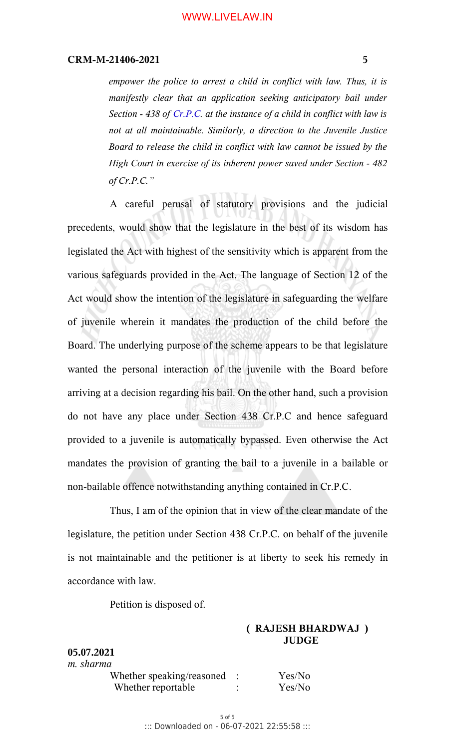*empower the police to arrest a child in conflict with law. Thus, it is manifestly clear that an application seeking anticipatory bail under Section - 438 of Cr.P.C. at the instance of a child in conflict with law is not at all maintainable. Similarly, a direction to the Juvenile Justice Board to release the child in conflict with law cannot be issued by the High Court in exercise of its inherent power saved under Section - 482 of Cr.P.C."*

A careful perusal of statutory provisions and the judicial precedents, would show that the legislature in the best of its wisdom has legislated the Act with highest of the sensitivity which is apparent from the various safeguards provided in the Act. The language of Section 12 of the Act would show the intention of the legislature in safeguarding the welfare of juvenile wherein it mandates the production of the child before the Board. The underlying purpose of the scheme appears to be that legislature wanted the personal interaction of the juvenile with the Board before arriving at a decision regarding his bail. On the other hand, such a provision do not have any place under Section 438 Cr.P.C and hence safeguard provided to a juvenile is automatically bypassed. Even otherwise the Act mandates the provision of granting the bail to a juvenile in a bailable or non-bailable offence notwithstanding anything contained in Cr.P.C.

Thus, I am of the opinion that in view of the clear mandate of the legislature, the petition under Section 438 Cr.P.C. on behalf of the juvenile is not maintainable and the petitioner is at liberty to seek his remedy in accordance with law.

Petition is disposed of.

**( RAJESH BHARDWAJ )**
**JUDGE**

**05.07.2021**
*m. sharma*

Whether speaking/reasoned : Yes/No
Whether reportable : Yes/No